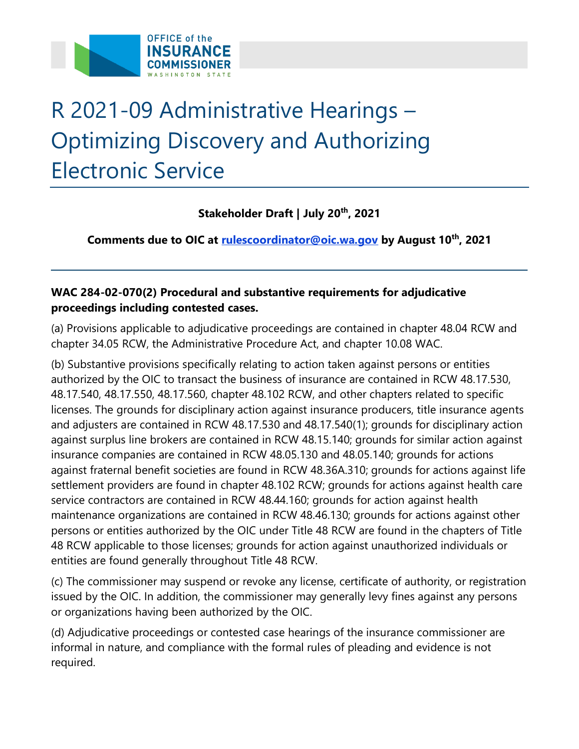# R 2021-09 Administrative Hearings – Optimizing Discovery and Authorizing Electronic Service

**Stakeholder Draft | July 20th, 2021**

**Comments due to OIC at rulescoordinator@oic.wa.gov by August 10th, 2021**

---

**WAC 284-02-070(2) Procedural and substantive requirements for adjudicative proceedings including contested cases.**

(a) Provisions applicable to adjudicative proceedings are contained in chapter 48.04 RCW and chapter 34.05 RCW, the Administrative Procedure Act, and chapter 10.08 WAC.

(b) Substantive provisions specifically relating to action taken against persons or entities authorized by the OIC to transact the business of insurance are contained in RCW 48.17.530, 48.17.540, 48.17.550, 48.17.560, chapter 48.102 RCW, and other chapters related to specific licenses. The grounds for disciplinary action against insurance producers, title insurance agents and adjusters are contained in RCW 48.17.530 and 48.17.540(1); grounds for disciplinary action against surplus line brokers are contained in RCW 48.15.140; grounds for similar action against insurance companies are contained in RCW 48.05.130 and 48.05.140; grounds for actions against fraternal benefit societies are found in RCW 48.36A.310; grounds for actions against life settlement providers are found in chapter 48.102 RCW; grounds for actions against health care service contractors are contained in RCW 48.44.160; grounds for action against health maintenance organizations are contained in RCW 48.46.130; grounds for actions against other persons or entities authorized by the OIC under Title 48 RCW are found in the chapters of Title 48 RCW applicable to those licenses; grounds for action against unauthorized individuals or entities are found generally throughout Title 48 RCW.

(c) The commissioner may suspend or revoke any license, certificate of authority, or registration issued by the OIC. In addition, the commissioner may generally levy fines against any persons or organizations having been authorized by the OIC.

(d) Adjudicative proceedings or contested case hearings of the insurance commissioner are informal in nature, and compliance with the formal rules of pleading and evidence is not required.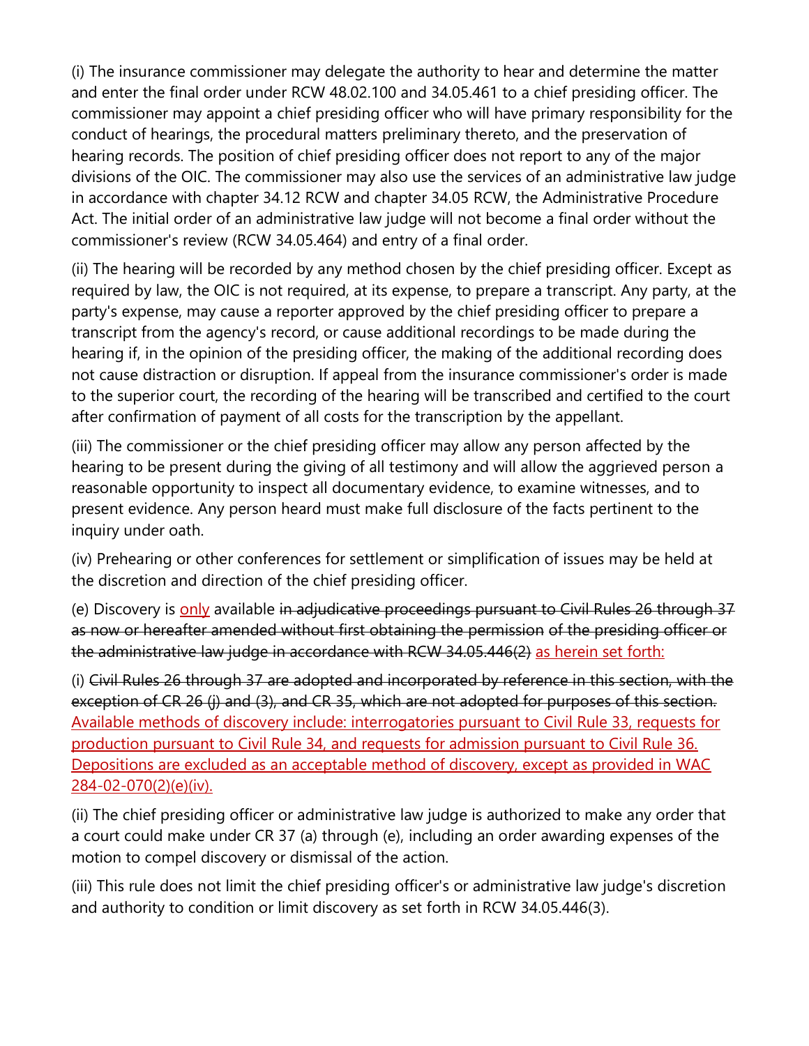(i) The insurance commissioner may delegate the authority to hear and determine the matter and enter the final order under RCW 48.02.100 and 34.05.461 to a chief presiding officer. The commissioner may appoint a chief presiding officer who will have primary responsibility for the conduct of hearings, the procedural matters preliminary thereto, and the preservation of hearing records. The position of chief presiding officer does not report to any of the major divisions of the OIC. The commissioner may also use the services of an administrative law judge in accordance with chapter 34.12 RCW and chapter 34.05 RCW, the Administrative Procedure Act. The initial order of an administrative law judge will not become a final order without the commissioner's review (RCW 34.05.464) and entry of a final order.

(ii) The hearing will be recorded by any method chosen by the chief presiding officer. Except as required by law, the OIC is not required, at its expense, to prepare a transcript. Any party, at the party's expense, may cause a reporter approved by the chief presiding officer to prepare a transcript from the agency's record, or cause additional recordings to be made during the hearing if, in the opinion of the presiding officer, the making of the additional recording does not cause distraction or disruption. If appeal from the insurance commissioner's order is made to the superior court, the recording of the hearing will be transcribed and certified to the court after confirmation of payment of all costs for the transcription by the appellant.

(iii) The commissioner or the chief presiding officer may allow any person affected by the hearing to be present during the giving of all testimony and will allow the aggrieved person a reasonable opportunity to inspect all documentary evidence, to examine witnesses, and to present evidence. Any person heard must make full disclosure of the facts pertinent to the inquiry under oath.

(iv) Prehearing or other conferences for settlement or simplification of issues may be held at the discretion and direction of the chief presiding officer.

(e) Discovery is <u>only</u> available ~~in adjudicative proceedings pursuant to Civil Rules 26 through 37 as now or hereafter amended without first obtaining the permission of the presiding officer or the administrative law judge in accordance with RCW 34.05.446(2)~~ <u>as herein set forth:</u>

(i) ~~Civil Rules 26 through 37 are adopted and incorporated by reference in this section, with the exception of CR 26 (j) and (3), and CR 35, which are not adopted for purposes of this section.~~ <u>Available methods of discovery include: interrogatories pursuant to Civil Rule 33, requests for production pursuant to Civil Rule 34, and requests for admission pursuant to Civil Rule 36. Depositions are excluded as an acceptable method of discovery, except as provided in WAC 284-02-070(2)(e)(iv).</u>

(ii) The chief presiding officer or administrative law judge is authorized to make any order that a court could make under CR 37 (a) through (e), including an order awarding expenses of the motion to compel discovery or dismissal of the action.

(iii) This rule does not limit the chief presiding officer's or administrative law judge's discretion and authority to condition or limit discovery as set forth in RCW 34.05.446(3).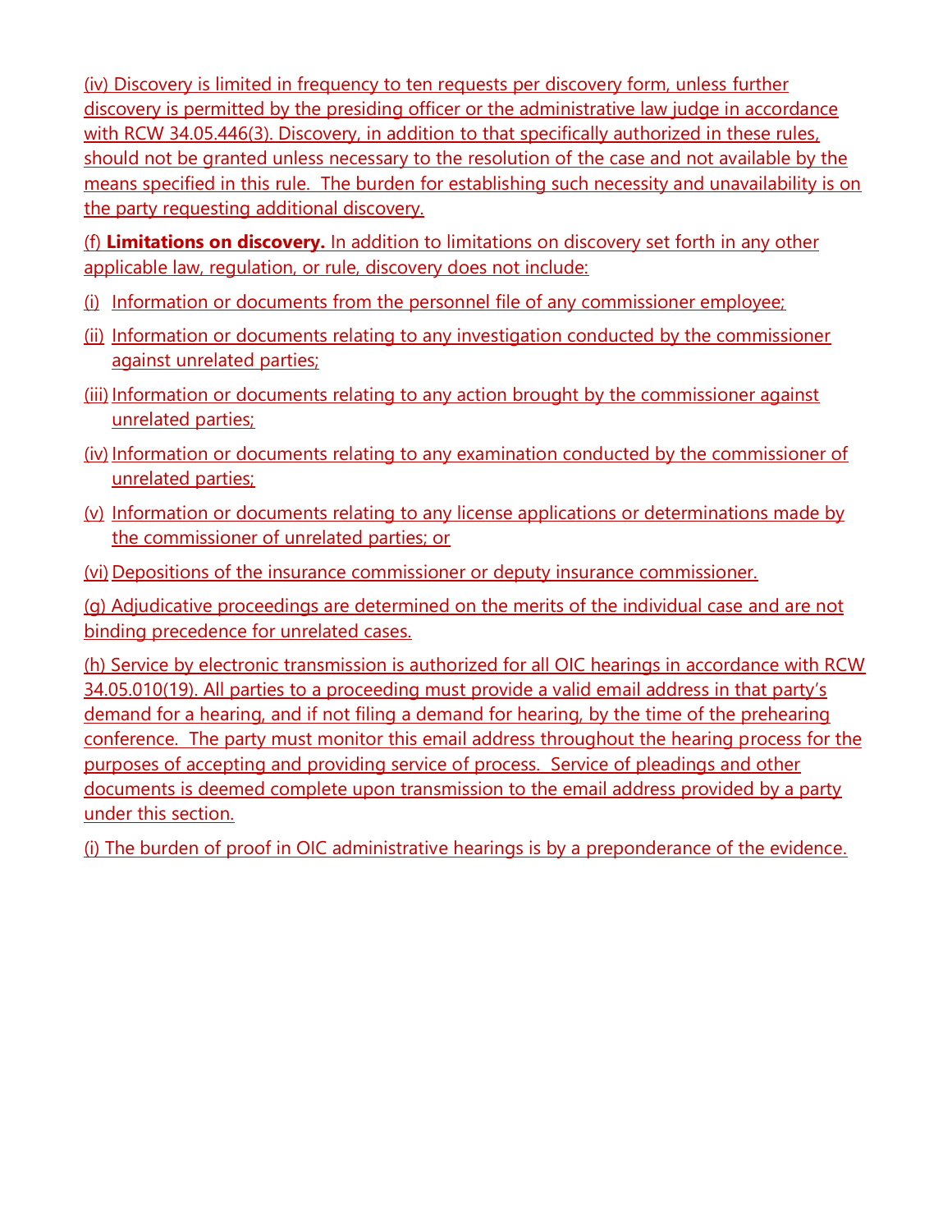(iv) Discovery is limited in frequency to ten requests per discovery form, unless further discovery is permitted by the presiding officer or the administrative law judge in accordance with RCW 34.05.446(3). Discovery, in addition to that specifically authorized in these rules, should not be granted unless necessary to the resolution of the case and not available by the means specified in this rule. The burden for establishing such necessity and unavailability is on the party requesting additional discovery.

(f) **Limitations on discovery.** In addition to limitations on discovery set forth in any other applicable law, regulation, or rule, discovery does not include:

(i) Information or documents from the personnel file of any commissioner employee;

(ii) Information or documents relating to any investigation conducted by the commissioner against unrelated parties;

(iii) Information or documents relating to any action brought by the commissioner against unrelated parties;

(iv) Information or documents relating to any examination conducted by the commissioner of unrelated parties;

(v) Information or documents relating to any license applications or determinations made by the commissioner of unrelated parties; or

(vi) Depositions of the insurance commissioner or deputy insurance commissioner.

(g) Adjudicative proceedings are determined on the merits of the individual case and are not binding precedence for unrelated cases.

(h) Service by electronic transmission is authorized for all OIC hearings in accordance with RCW 34.05.010(19). All parties to a proceeding must provide a valid email address in that party's demand for a hearing, and if not filing a demand for hearing, by the time of the prehearing conference. The party must monitor this email address throughout the hearing process for the purposes of accepting and providing service of process. Service of pleadings and other documents is deemed complete upon transmission to the email address provided by a party under this section.

(i) The burden of proof in OIC administrative hearings is by a preponderance of the evidence.